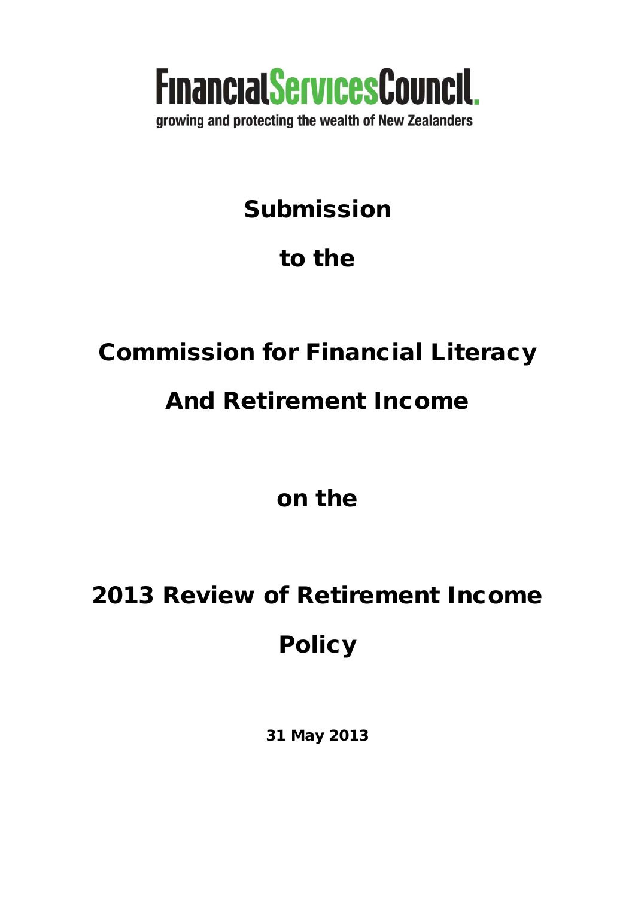FinancialServicesCouncil.

growing and protecting the wealth of New Zealanders

# Submission

# to the

# Commission for Financial Literacy

# And Retirement Income

# on the

# 2013 Review of Retirement Income Policy

**31 May 2013**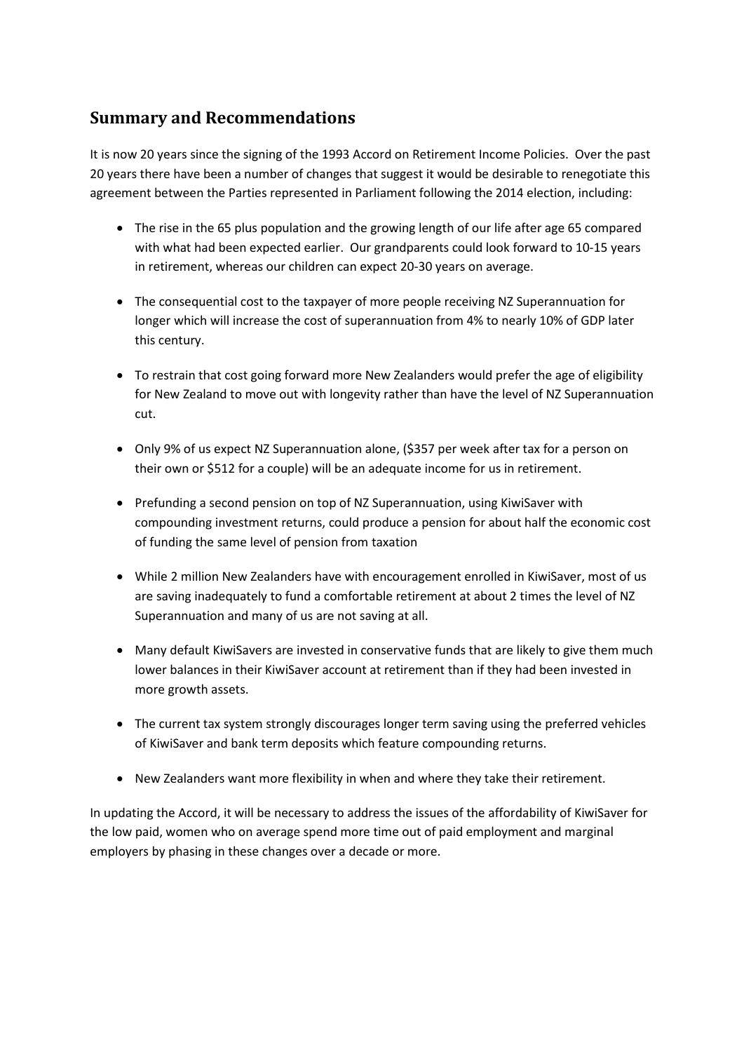## Summary and Recommendations

It is now 20 years since the signing of the 1993 Accord on Retirement Income Policies. Over the past 20 years there have been a number of changes that suggest it would be desirable to renegotiate this agreement between the Parties represented in Parliament following the 2014 election, including:

- The rise in the 65 plus population and the growing length of our life after age 65 compared with what had been expected earlier. Our grandparents could look forward to 10-15 years in retirement, whereas our children can expect 20-30 years on average.
- The consequential cost to the taxpayer of more people receiving NZ Superannuation for longer which will increase the cost of superannuation from 4% to nearly 10% of GDP later this century.
- To restrain that cost going forward more New Zealanders would prefer the age of eligibility for New Zealand to move out with longevity rather than have the level of NZ Superannuation cut.
- Only 9% of us expect NZ Superannuation alone, ($357 per week after tax for a person on their own or $512 for a couple) will be an adequate income for us in retirement.
- Prefunding a second pension on top of NZ Superannuation, using KiwiSaver with compounding investment returns, could produce a pension for about half the economic cost of funding the same level of pension from taxation
- While 2 million New Zealanders have with encouragement enrolled in KiwiSaver, most of us are saving inadequately to fund a comfortable retirement at about 2 times the level of NZ Superannuation and many of us are not saving at all.
- Many default KiwiSavers are invested in conservative funds that are likely to give them much lower balances in their KiwiSaver account at retirement than if they had been invested in more growth assets.
- The current tax system strongly discourages longer term saving using the preferred vehicles of KiwiSaver and bank term deposits which feature compounding returns.
- New Zealanders want more flexibility in when and where they take their retirement.

In updating the Accord, it will be necessary to address the issues of the affordability of KiwiSaver for the low paid, women who on average spend more time out of paid employment and marginal employers by phasing in these changes over a decade or more.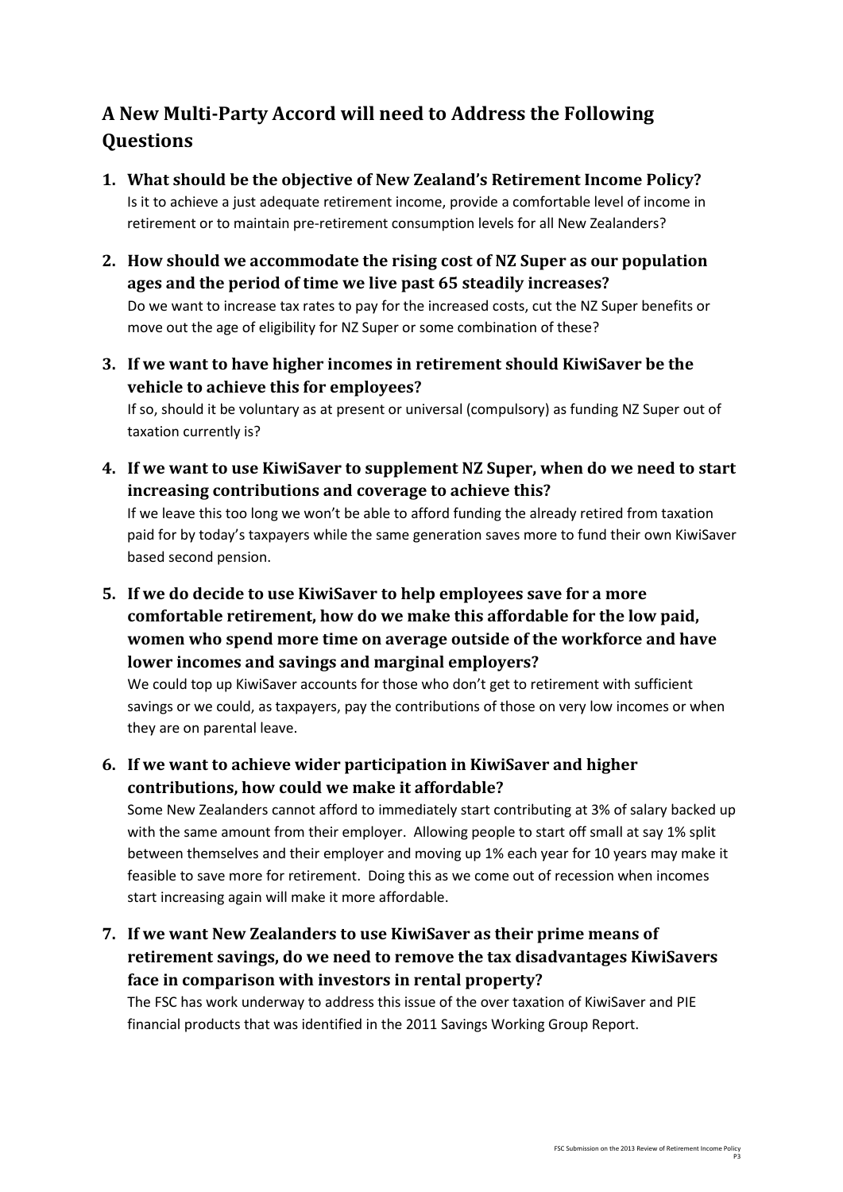## A New Multi-Party Accord will need to Address the Following Questions

1. **What should be the objective of New Zealand's Retirement Income Policy?**
   Is it to achieve a just adequate retirement income, provide a comfortable level of income in retirement or to maintain pre-retirement consumption levels for all New Zealanders?

2. **How should we accommodate the rising cost of NZ Super as our population ages and the period of time we live past 65 steadily increases?**
   Do we want to increase tax rates to pay for the increased costs, cut the NZ Super benefits or move out the age of eligibility for NZ Super or some combination of these?

3. **If we want to have higher incomes in retirement should KiwiSaver be the vehicle to achieve this for employees?**
   If so, should it be voluntary as at present or universal (compulsory) as funding NZ Super out of taxation currently is?

4. **If we want to use KiwiSaver to supplement NZ Super, when do we need to start increasing contributions and coverage to achieve this?**
   If we leave this too long we won't be able to afford funding the already retired from taxation paid for by today's taxpayers while the same generation saves more to fund their own KiwiSaver based second pension.

5. **If we do decide to use KiwiSaver to help employees save for a more comfortable retirement, how do we make this affordable for the low paid, women who spend more time on average outside of the workforce and have lower incomes and savings and marginal employers?**
   We could top up KiwiSaver accounts for those who don't get to retirement with sufficient savings or we could, as taxpayers, pay the contributions of those on very low incomes or when they are on parental leave.

6. **If we want to achieve wider participation in KiwiSaver and higher contributions, how could we make it affordable?**
   Some New Zealanders cannot afford to immediately start contributing at 3% of salary backed up with the same amount from their employer. Allowing people to start off small at say 1% split between themselves and their employer and moving up 1% each year for 10 years may make it feasible to save more for retirement. Doing this as we come out of recession when incomes start increasing again will make it more affordable.

7. **If we want New Zealanders to use KiwiSaver as their prime means of retirement savings, do we need to remove the tax disadvantages KiwiSavers face in comparison with investors in rental property?**
   The FSC has work underway to address this issue of the over taxation of KiwiSaver and PIE financial products that was identified in the 2011 Savings Working Group Report.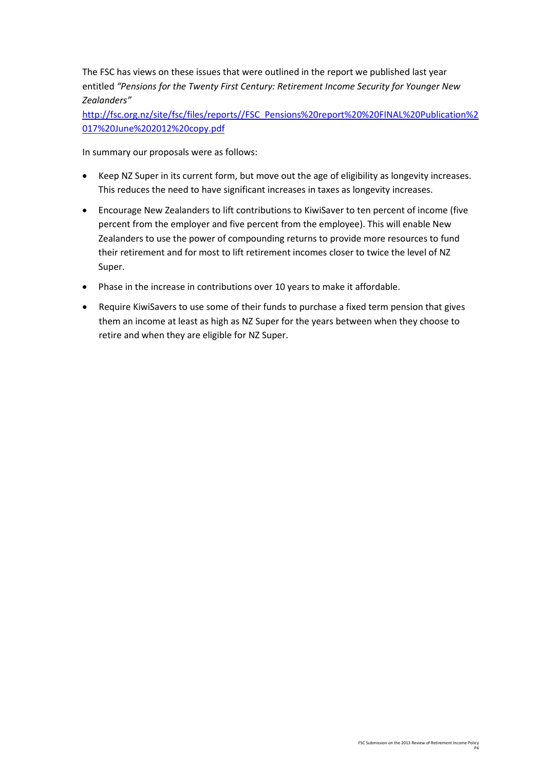The FSC has views on these issues that were outlined in the report we published last year entitled *"Pensions for the Twenty First Century: Retirement Income Security for Younger New Zealanders"*
http://fsc.org.nz/site/fsc/files/reports//FSC_Pensions%20report%20%20FINAL%20Publication%2017%20June%202012%20copy.pdf

In summary our proposals were as follows:

- Keep NZ Super in its current form, but move out the age of eligibility as longevity increases. This reduces the need to have significant increases in taxes as longevity increases.
- Encourage New Zealanders to lift contributions to KiwiSaver to ten percent of income (five percent from the employer and five percent from the employee). This will enable New Zealanders to use the power of compounding returns to provide more resources to fund their retirement and for most to lift retirement incomes closer to twice the level of NZ Super.
- Phase in the increase in contributions over 10 years to make it affordable.
- Require KiwiSavers to use some of their funds to purchase a fixed term pension that gives them an income at least as high as NZ Super for the years between when they choose to retire and when they are eligible for NZ Super.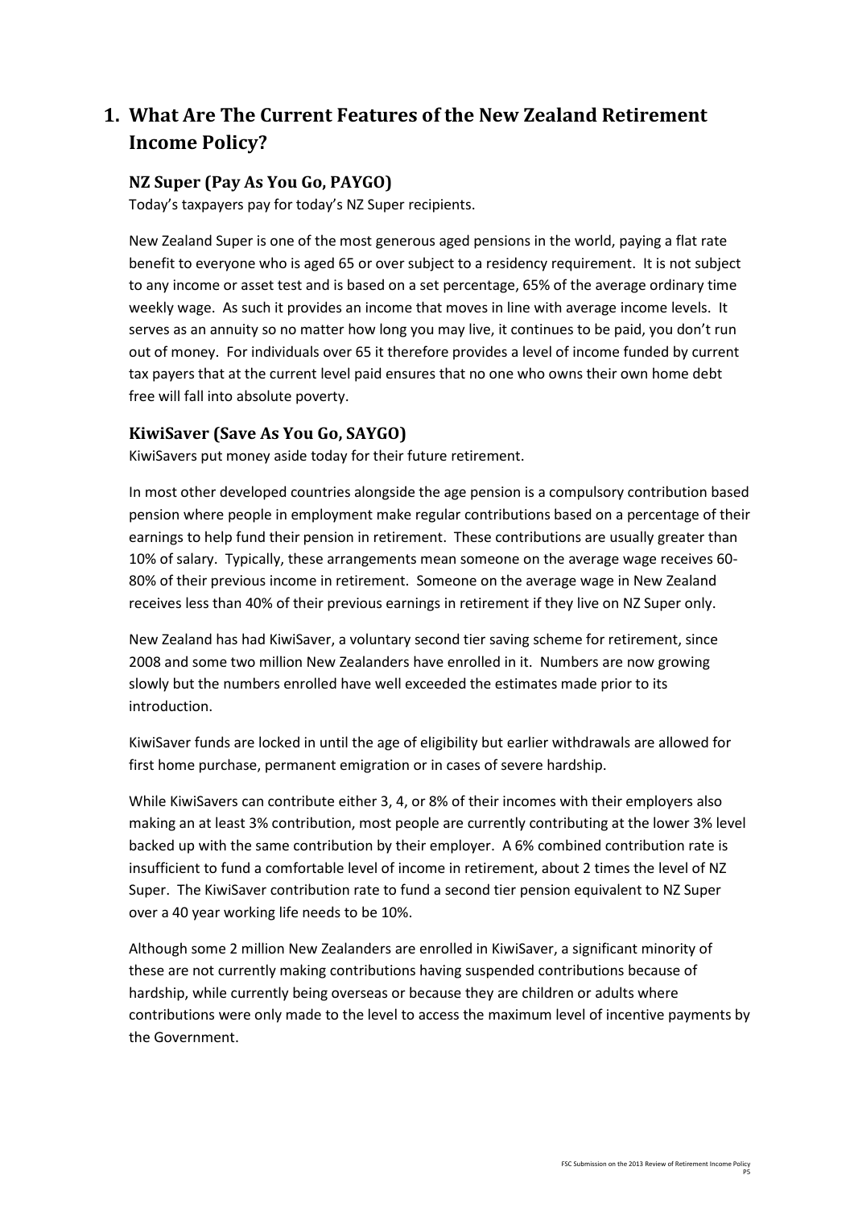# 1. What Are The Current Features of the New Zealand Retirement Income Policy?

## NZ Super (Pay As You Go, PAYGO)

Today's taxpayers pay for today's NZ Super recipients.

New Zealand Super is one of the most generous aged pensions in the world, paying a flat rate benefit to everyone who is aged 65 or over subject to a residency requirement. It is not subject to any income or asset test and is based on a set percentage, 65% of the average ordinary time weekly wage. As such it provides an income that moves in line with average income levels. It serves as an annuity so no matter how long you may live, it continues to be paid, you don't run out of money. For individuals over 65 it therefore provides a level of income funded by current tax payers that at the current level paid ensures that no one who owns their own home debt free will fall into absolute poverty.

## KiwiSaver (Save As You Go, SAYGO)

KiwiSavers put money aside today for their future retirement.

In most other developed countries alongside the age pension is a compulsory contribution based pension where people in employment make regular contributions based on a percentage of their earnings to help fund their pension in retirement. These contributions are usually greater than 10% of salary. Typically, these arrangements mean someone on the average wage receives 60-80% of their previous income in retirement. Someone on the average wage in New Zealand receives less than 40% of their previous earnings in retirement if they live on NZ Super only.

New Zealand has had KiwiSaver, a voluntary second tier saving scheme for retirement, since 2008 and some two million New Zealanders have enrolled in it. Numbers are now growing slowly but the numbers enrolled have well exceeded the estimates made prior to its introduction.

KiwiSaver funds are locked in until the age of eligibility but earlier withdrawals are allowed for first home purchase, permanent emigration or in cases of severe hardship.

While KiwiSavers can contribute either 3, 4, or 8% of their incomes with their employers also making an at least 3% contribution, most people are currently contributing at the lower 3% level backed up with the same contribution by their employer. A 6% combined contribution rate is insufficient to fund a comfortable level of income in retirement, about 2 times the level of NZ Super. The KiwiSaver contribution rate to fund a second tier pension equivalent to NZ Super over a 40 year working life needs to be 10%.

Although some 2 million New Zealanders are enrolled in KiwiSaver, a significant minority of these are not currently making contributions having suspended contributions because of hardship, while currently being overseas or because they are children or adults where contributions were only made to the level to access the maximum level of incentive payments by the Government.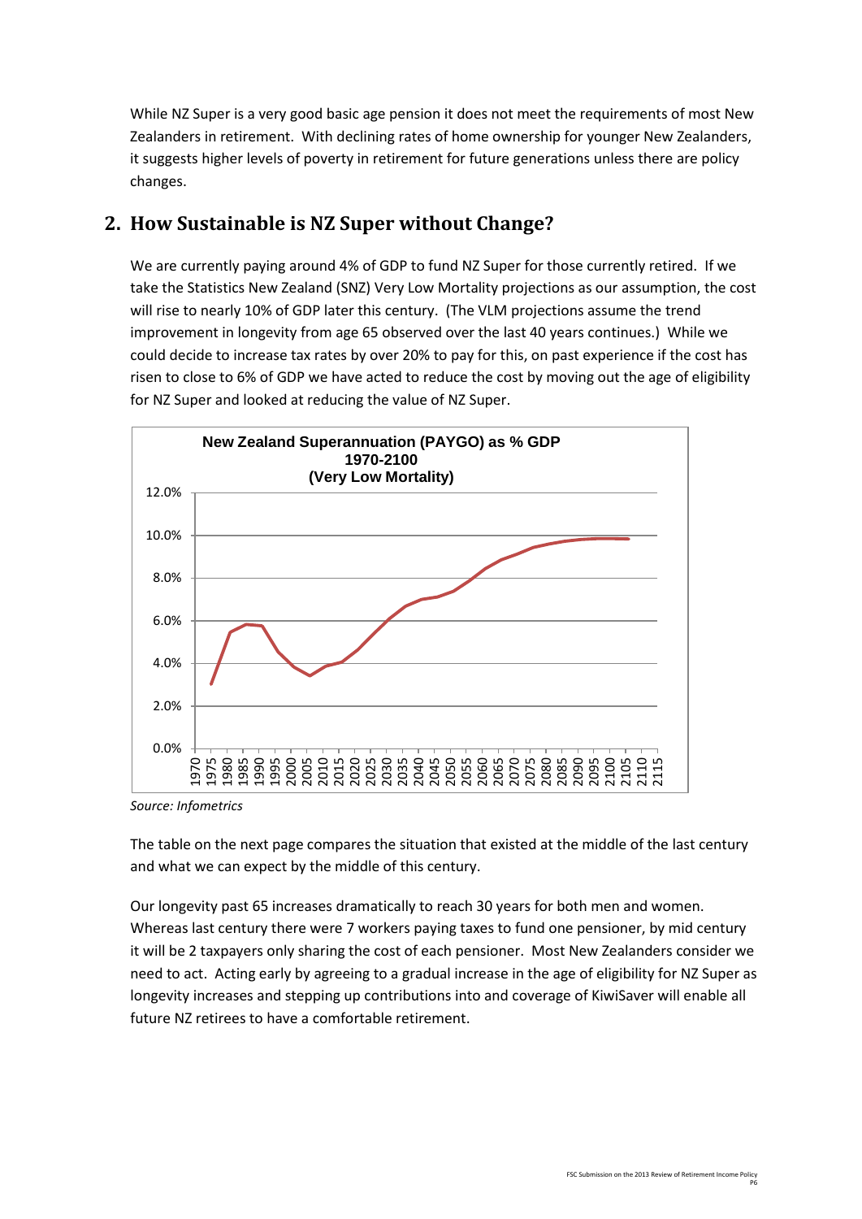While NZ Super is a very good basic age pension it does not meet the requirements of most New Zealanders in retirement. With declining rates of home ownership for younger New Zealanders, it suggests higher levels of poverty in retirement for future generations unless there are policy changes.

## 2. How Sustainable is NZ Super without Change?

We are currently paying around 4% of GDP to fund NZ Super for those currently retired. If we take the Statistics New Zealand (SNZ) Very Low Mortality projections as our assumption, the cost will rise to nearly 10% of GDP later this century. (The VLM projections assume the trend improvement in longevity from age 65 observed over the last 40 years continues.) While we could decide to increase tax rates by over 20% to pay for this, on past experience if the cost has risen to close to 6% of GDP we have acted to reduce the cost by moving out the age of eligibility for NZ Super and looked at reducing the value of NZ Super.

**New Zealand Superannuation (PAYGO) as % GDP 1970-2100 (Very Low Mortality)**

*Source: Infometrics*

The table on the next page compares the situation that existed at the middle of the last century and what we can expect by the middle of this century.

Our longevity past 65 increases dramatically to reach 30 years for both men and women. Whereas last century there were 7 workers paying taxes to fund one pensioner, by mid century it will be 2 taxpayers only sharing the cost of each pensioner. Most New Zealanders consider we need to act. Acting early by agreeing to a gradual increase in the age of eligibility for NZ Super as longevity increases and stepping up contributions into and coverage of KiwiSaver will enable all future NZ retirees to have a comfortable retirement.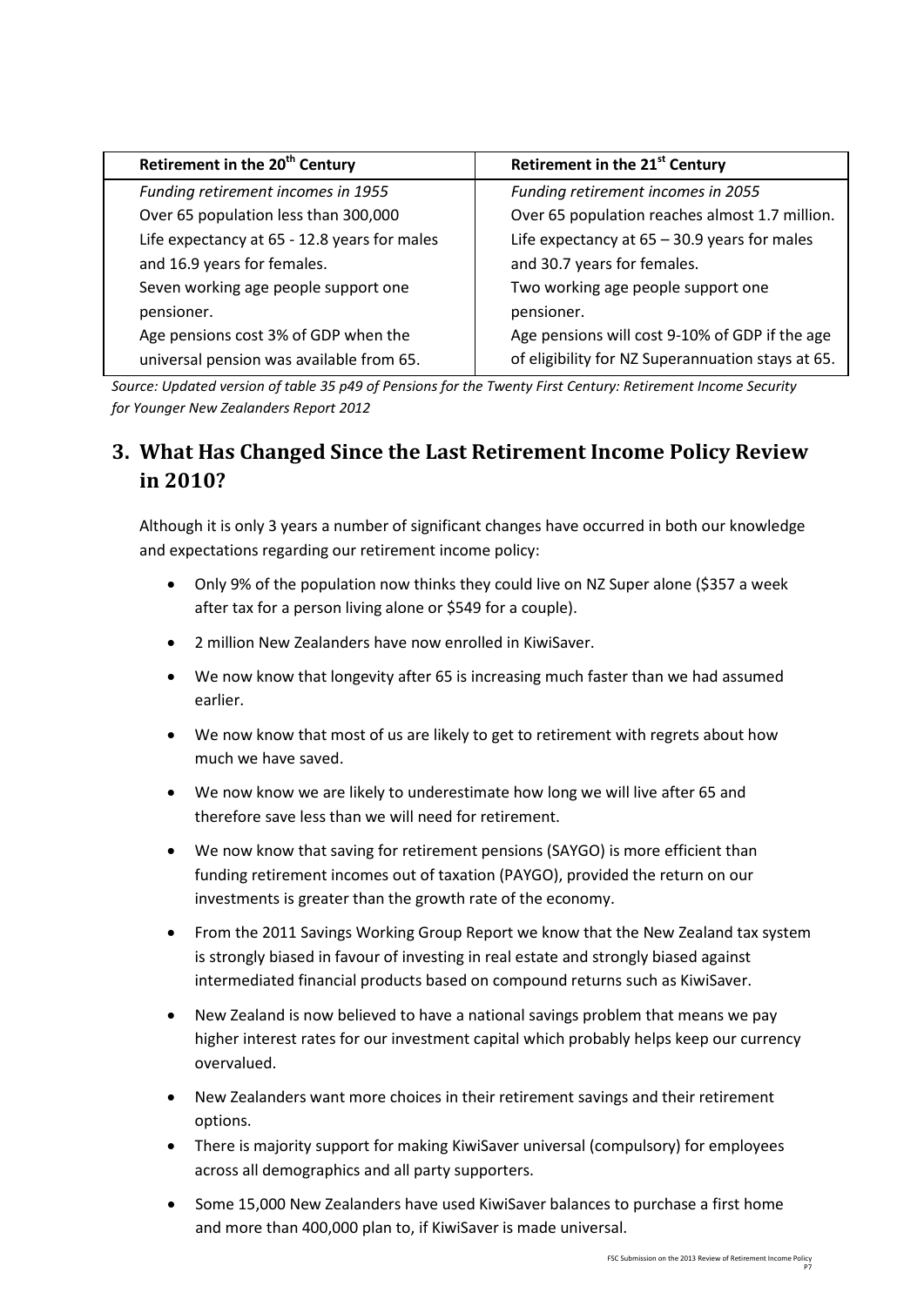| Retirement in the 20th Century | Retirement in the 21st Century |
|---|---|
| *Funding retirement incomes in 1955* | *Funding retirement incomes in 2055* |
| Over 65 population less than 300,000 | Over 65 population reaches almost 1.7 million. |
| Life expectancy at 65 - 12.8 years for males and 16.9 years for females. | Life expectancy at 65 – 30.9 years for males and 30.7 years for females. |
| Seven working age people support one pensioner. | Two working age people support one pensioner. |
| Age pensions cost 3% of GDP when the universal pension was available from 65. | Age pensions will cost 9-10% of GDP if the age of eligibility for NZ Superannuation stays at 65. |

*Source: Updated version of table 35 p49 of Pensions for the Twenty First Century: Retirement Income Security for Younger New Zealanders Report 2012*

## 3. What Has Changed Since the Last Retirement Income Policy Review in 2010?

Although it is only 3 years a number of significant changes have occurred in both our knowledge and expectations regarding our retirement income policy:

- Only 9% of the population now thinks they could live on NZ Super alone ($357 a week after tax for a person living alone or $549 for a couple).
- 2 million New Zealanders have now enrolled in KiwiSaver.
- We now know that longevity after 65 is increasing much faster than we had assumed earlier.
- We now know that most of us are likely to get to retirement with regrets about how much we have saved.
- We now know we are likely to underestimate how long we will live after 65 and therefore save less than we will need for retirement.
- We now know that saving for retirement pensions (SAYGO) is more efficient than funding retirement incomes out of taxation (PAYGO), provided the return on our investments is greater than the growth rate of the economy.
- From the 2011 Savings Working Group Report we know that the New Zealand tax system is strongly biased in favour of investing in real estate and strongly biased against intermediated financial products based on compound returns such as KiwiSaver.
- New Zealand is now believed to have a national savings problem that means we pay higher interest rates for our investment capital which probably helps keep our currency overvalued.
- New Zealanders want more choices in their retirement savings and their retirement options.
- There is majority support for making KiwiSaver universal (compulsory) for employees across all demographics and all party supporters.
- Some 15,000 New Zealanders have used KiwiSaver balances to purchase a first home and more than 400,000 plan to, if KiwiSaver is made universal.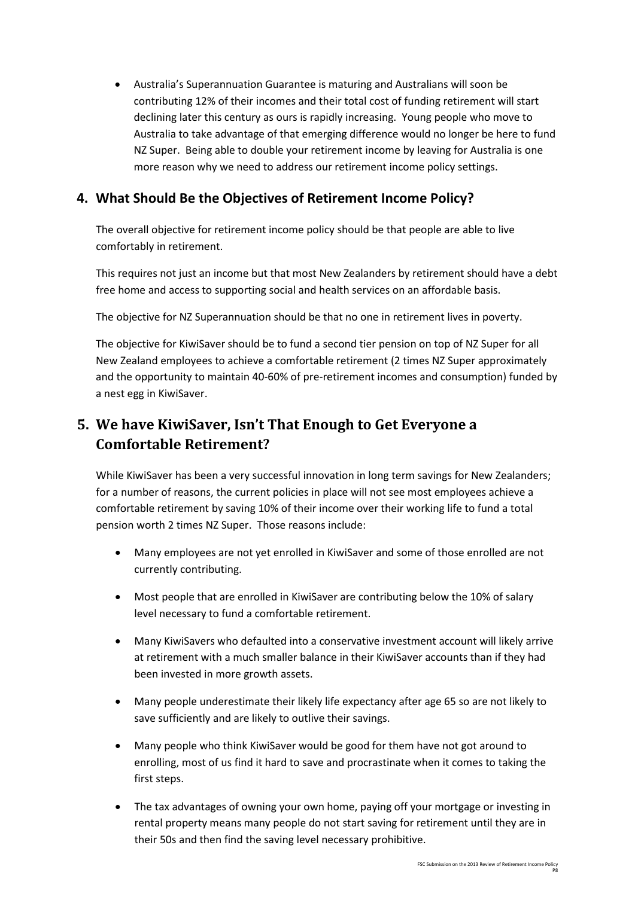- Australia's Superannuation Guarantee is maturing and Australians will soon be contributing 12% of their incomes and their total cost of funding retirement will start declining later this century as ours is rapidly increasing. Young people who move to Australia to take advantage of that emerging difference would no longer be here to fund NZ Super. Being able to double your retirement income by leaving for Australia is one more reason why we need to address our retirement income policy settings.

## 4. What Should Be the Objectives of Retirement Income Policy?

The overall objective for retirement income policy should be that people are able to live comfortably in retirement.

This requires not just an income but that most New Zealanders by retirement should have a debt free home and access to supporting social and health services on an affordable basis.

The objective for NZ Superannuation should be that no one in retirement lives in poverty.

The objective for KiwiSaver should be to fund a second tier pension on top of NZ Super for all New Zealand employees to achieve a comfortable retirement (2 times NZ Super approximately and the opportunity to maintain 40-60% of pre-retirement incomes and consumption) funded by a nest egg in KiwiSaver.

## 5. We have KiwiSaver, Isn't That Enough to Get Everyone a Comfortable Retirement?

While KiwiSaver has been a very successful innovation in long term savings for New Zealanders; for a number of reasons, the current policies in place will not see most employees achieve a comfortable retirement by saving 10% of their income over their working life to fund a total pension worth 2 times NZ Super. Those reasons include:

- Many employees are not yet enrolled in KiwiSaver and some of those enrolled are not currently contributing.
- Most people that are enrolled in KiwiSaver are contributing below the 10% of salary level necessary to fund a comfortable retirement.
- Many KiwiSavers who defaulted into a conservative investment account will likely arrive at retirement with a much smaller balance in their KiwiSaver accounts than if they had been invested in more growth assets.
- Many people underestimate their likely life expectancy after age 65 so are not likely to save sufficiently and are likely to outlive their savings.
- Many people who think KiwiSaver would be good for them have not got around to enrolling, most of us find it hard to save and procrastinate when it comes to taking the first steps.
- The tax advantages of owning your own home, paying off your mortgage or investing in rental property means many people do not start saving for retirement until they are in their 50s and then find the saving level necessary prohibitive.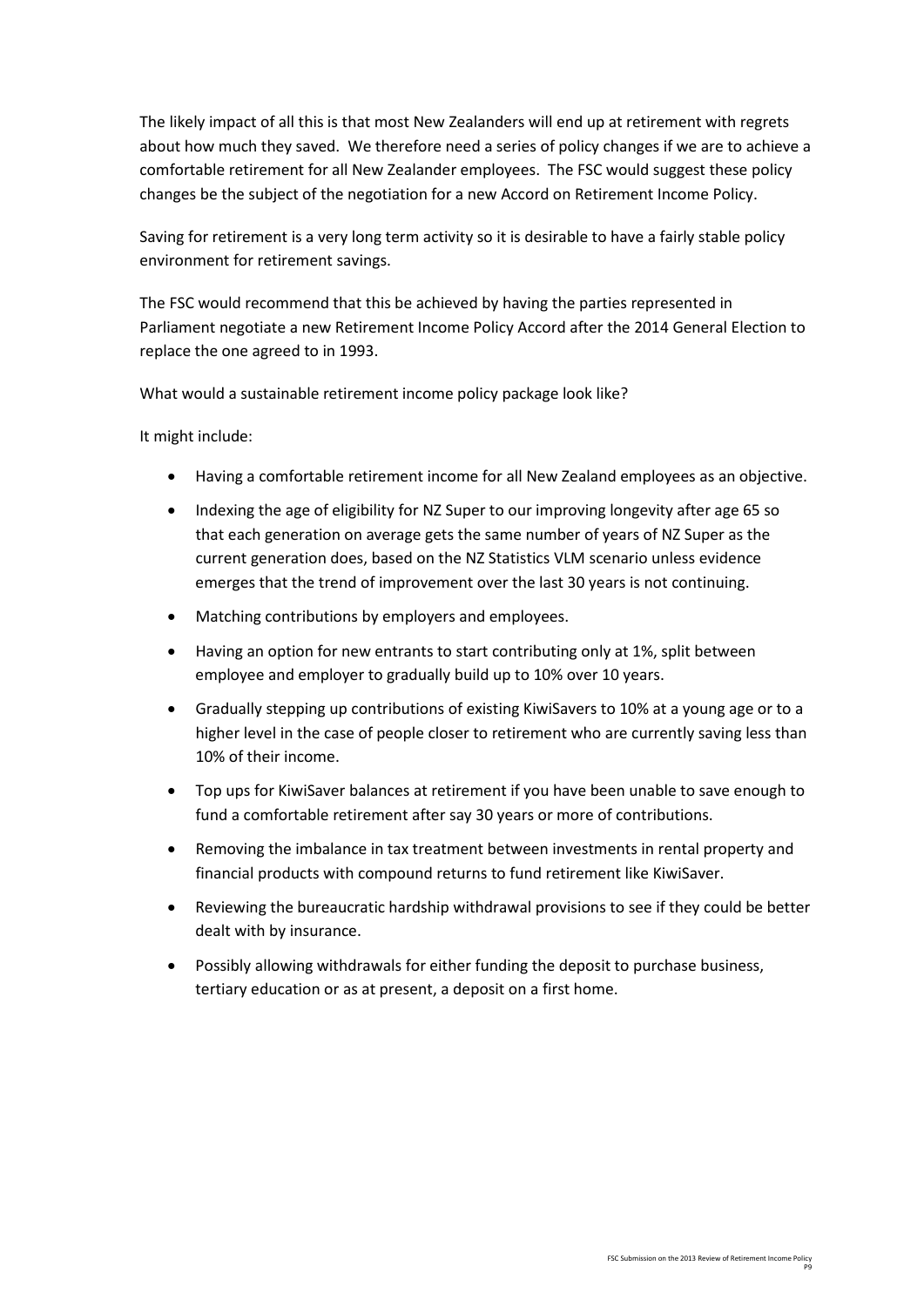The likely impact of all this is that most New Zealanders will end up at retirement with regrets about how much they saved. We therefore need a series of policy changes if we are to achieve a comfortable retirement for all New Zealander employees. The FSC would suggest these policy changes be the subject of the negotiation for a new Accord on Retirement Income Policy.

Saving for retirement is a very long term activity so it is desirable to have a fairly stable policy environment for retirement savings.

The FSC would recommend that this be achieved by having the parties represented in Parliament negotiate a new Retirement Income Policy Accord after the 2014 General Election to replace the one agreed to in 1993.

What would a sustainable retirement income policy package look like?

It might include:

- Having a comfortable retirement income for all New Zealand employees as an objective.
- Indexing the age of eligibility for NZ Super to our improving longevity after age 65 so that each generation on average gets the same number of years of NZ Super as the current generation does, based on the NZ Statistics VLM scenario unless evidence emerges that the trend of improvement over the last 30 years is not continuing.
- Matching contributions by employers and employees.
- Having an option for new entrants to start contributing only at 1%, split between employee and employer to gradually build up to 10% over 10 years.
- Gradually stepping up contributions of existing KiwiSavers to 10% at a young age or to a higher level in the case of people closer to retirement who are currently saving less than 10% of their income.
- Top ups for KiwiSaver balances at retirement if you have been unable to save enough to fund a comfortable retirement after say 30 years or more of contributions.
- Removing the imbalance in tax treatment between investments in rental property and financial products with compound returns to fund retirement like KiwiSaver.
- Reviewing the bureaucratic hardship withdrawal provisions to see if they could be better dealt with by insurance.
- Possibly allowing withdrawals for either funding the deposit to purchase business, tertiary education or as at present, a deposit on a first home.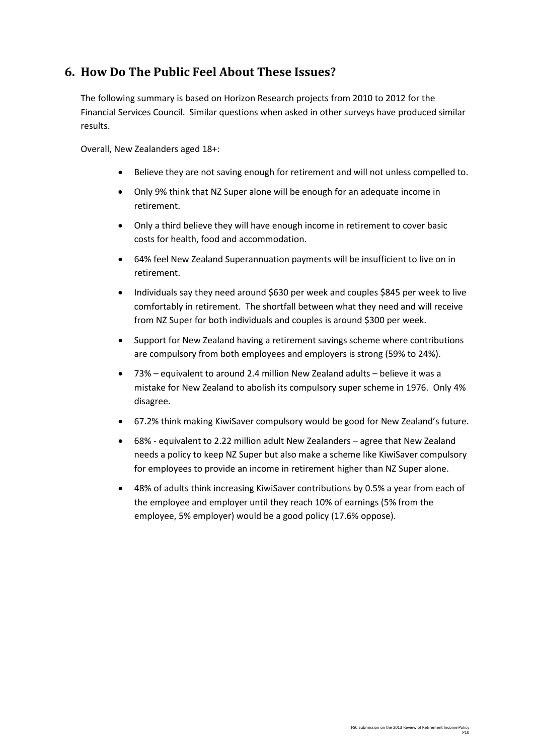## 6. How Do The Public Feel About These Issues?

The following summary is based on Horizon Research projects from 2010 to 2012 for the Financial Services Council. Similar questions when asked in other surveys have produced similar results.

Overall, New Zealanders aged 18+:

- Believe they are not saving enough for retirement and will not unless compelled to.
- Only 9% think that NZ Super alone will be enough for an adequate income in retirement.
- Only a third believe they will have enough income in retirement to cover basic costs for health, food and accommodation.
- 64% feel New Zealand Superannuation payments will be insufficient to live on in retirement.
- Individuals say they need around $630 per week and couples $845 per week to live comfortably in retirement. The shortfall between what they need and will receive from NZ Super for both individuals and couples is around $300 per week.
- Support for New Zealand having a retirement savings scheme where contributions are compulsory from both employees and employers is strong (59% to 24%).
- 73% – equivalent to around 2.4 million New Zealand adults – believe it was a mistake for New Zealand to abolish its compulsory super scheme in 1976. Only 4% disagree.
- 67.2% think making KiwiSaver compulsory would be good for New Zealand's future.
- 68% - equivalent to 2.22 million adult New Zealanders – agree that New Zealand needs a policy to keep NZ Super but also make a scheme like KiwiSaver compulsory for employees to provide an income in retirement higher than NZ Super alone.
- 48% of adults think increasing KiwiSaver contributions by 0.5% a year from each of the employee and employer until they reach 10% of earnings (5% from the employee, 5% employer) would be a good policy (17.6% oppose).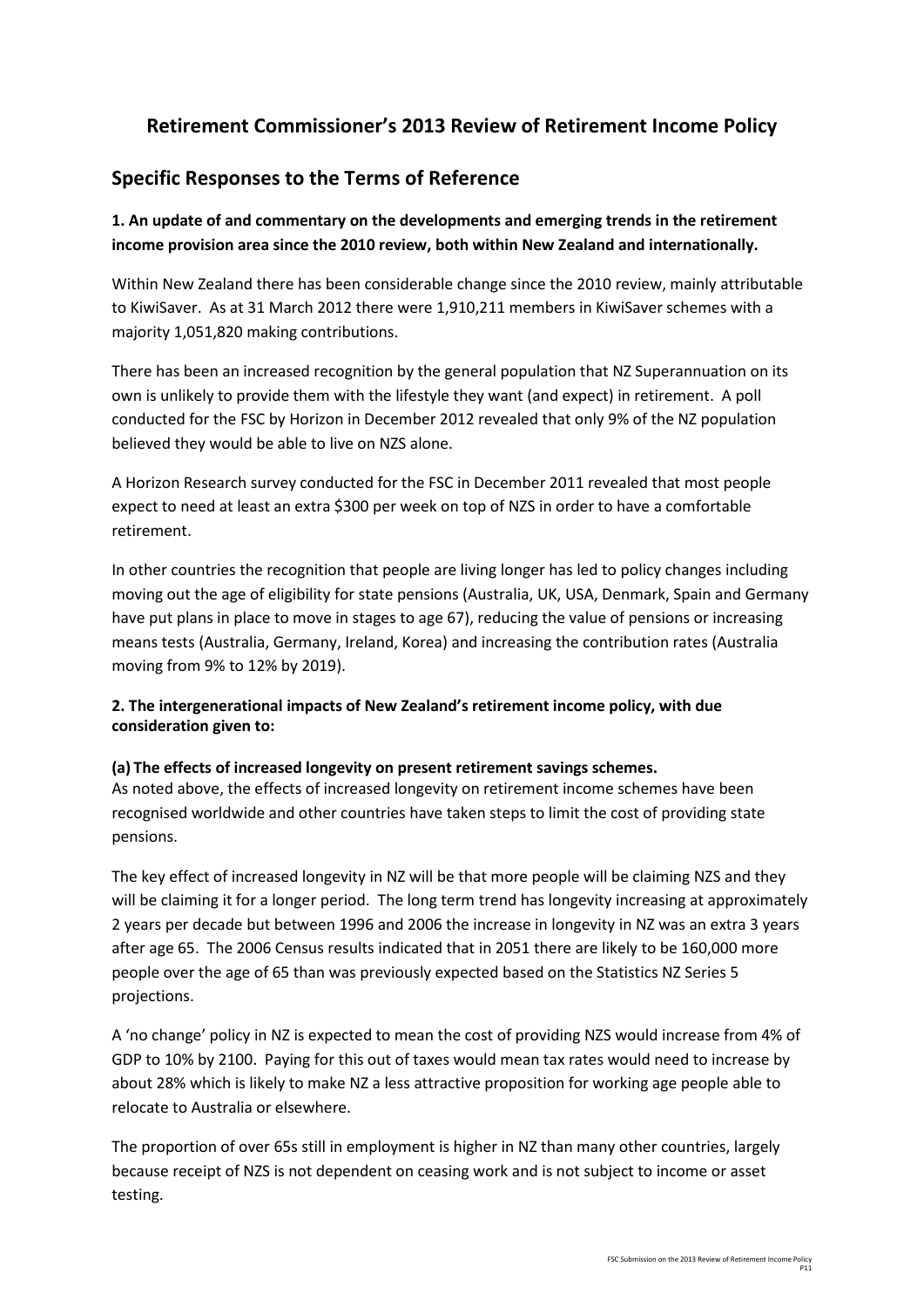## Retirement Commissioner's 2013 Review of Retirement Income Policy

## Specific Responses to the Terms of Reference

### 1. An update of and commentary on the developments and emerging trends in the retirement income provision area since the 2010 review, both within New Zealand and internationally.

Within New Zealand there has been considerable change since the 2010 review, mainly attributable to KiwiSaver. As at 31 March 2012 there were 1,910,211 members in KiwiSaver schemes with a majority 1,051,820 making contributions.

There has been an increased recognition by the general population that NZ Superannuation on its own is unlikely to provide them with the lifestyle they want (and expect) in retirement. A poll conducted for the FSC by Horizon in December 2012 revealed that only 9% of the NZ population believed they would be able to live on NZS alone.

A Horizon Research survey conducted for the FSC in December 2011 revealed that most people expect to need at least an extra $300 per week on top of NZS in order to have a comfortable retirement.

In other countries the recognition that people are living longer has led to policy changes including moving out the age of eligibility for state pensions (Australia, UK, USA, Denmark, Spain and Germany have put plans in place to move in stages to age 67), reducing the value of pensions or increasing means tests (Australia, Germany, Ireland, Korea) and increasing the contribution rates (Australia moving from 9% to 12% by 2019).

### 2. The intergenerational impacts of New Zealand's retirement income policy, with due consideration given to:

**(a) The effects of increased longevity on present retirement savings schemes.**

As noted above, the effects of increased longevity on retirement income schemes have been recognised worldwide and other countries have taken steps to limit the cost of providing state pensions.

The key effect of increased longevity in NZ will be that more people will be claiming NZS and they will be claiming it for a longer period. The long term trend has longevity increasing at approximately 2 years per decade but between 1996 and 2006 the increase in longevity in NZ was an extra 3 years after age 65. The 2006 Census results indicated that in 2051 there are likely to be 160,000 more people over the age of 65 than was previously expected based on the Statistics NZ Series 5 projections.

A 'no change' policy in NZ is expected to mean the cost of providing NZS would increase from 4% of GDP to 10% by 2100. Paying for this out of taxes would mean tax rates would need to increase by about 28% which is likely to make NZ a less attractive proposition for working age people able to relocate to Australia or elsewhere.

The proportion of over 65s still in employment is higher in NZ than many other countries, largely because receipt of NZS is not dependent on ceasing work and is not subject to income or asset testing.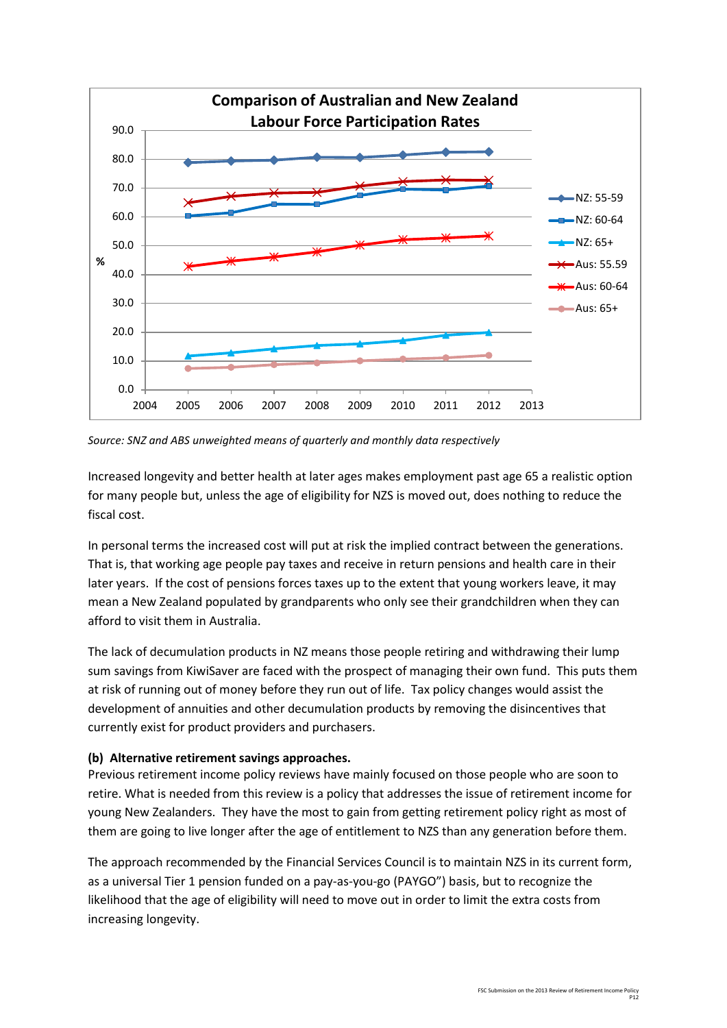*Source: SNZ and ABS unweighted means of quarterly and monthly data respectively*

Increased longevity and better health at later ages makes employment past age 65 a realistic option for many people but, unless the age of eligibility for NZS is moved out, does nothing to reduce the fiscal cost.

In personal terms the increased cost will put at risk the implied contract between the generations. That is, that working age people pay taxes and receive in return pensions and health care in their later years. If the cost of pensions forces taxes up to the extent that young workers leave, it may mean a New Zealand populated by grandparents who only see their grandchildren when they can afford to visit them in Australia.

The lack of decumulation products in NZ means those people retiring and withdrawing their lump sum savings from KiwiSaver are faced with the prospect of managing their own fund. This puts them at risk of running out of money before they run out of life. Tax policy changes would assist the development of annuities and other decumulation products by removing the disincentives that currently exist for product providers and purchasers.

**(b) Alternative retirement savings approaches.**

Previous retirement income policy reviews have mainly focused on those people who are soon to retire. What is needed from this review is a policy that addresses the issue of retirement income for young New Zealanders. They have the most to gain from getting retirement policy right as most of them are going to live longer after the age of entitlement to NZS than any generation before them.

The approach recommended by the Financial Services Council is to maintain NZS in its current form, as a universal Tier 1 pension funded on a pay-as-you-go (PAYGO") basis, but to recognize the likelihood that the age of eligibility will need to move out in order to limit the extra costs from increasing longevity.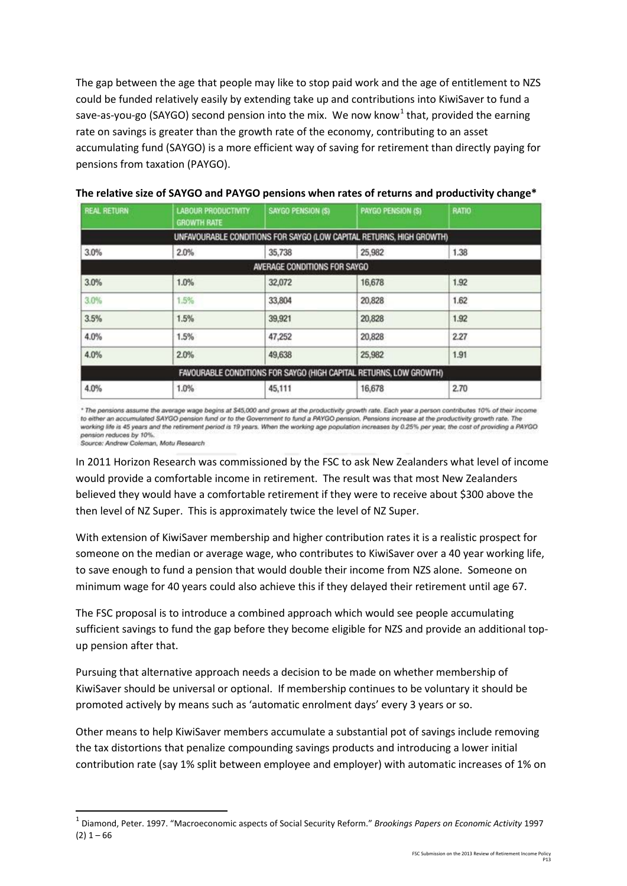The gap between the age that people may like to stop paid work and the age of entitlement to NZS could be funded relatively easily by extending take up and contributions into KiwiSaver to fund a save-as-you-go (SAYGO) second pension into the mix. We now know[1] that, provided the earning rate on savings is greater than the growth rate of the economy, contributing to an asset accumulating fund (SAYGO) is a more efficient way of saving for retirement than directly paying for pensions from taxation (PAYGO).

**The relative size of SAYGO and PAYGO pensions when rates of returns and productivity change***

| REAL RETURN | LABOUR PRODUCTIVITY GROWTH RATE | SAYGO PENSION ($) | PAYGO PENSION ($) | RATIO |
|---|---|---|---|---|
| UNFAVOURABLE CONDITIONS FOR SAYGO (LOW CAPITAL RETURNS, HIGH GROWTH) | | | | |
| 3.0% | 2.0% | 35,738 | 25,982 | 1.38 |
| AVERAGE CONDITIONS FOR SAYGO | | | | |
| 3.0% | 1.0% | 32,072 | 16,678 | 1.92 |
| 3.0% | 1.5% | 33,804 | 20,828 | 1.62 |
| 3.5% | 1.5% | 39,921 | 20,828 | 1.92 |
| 4.0% | 1.5% | 47,252 | 20,828 | 2.27 |
| 4.0% | 2.0% | 49,638 | 25,982 | 1.91 |
| FAVOURABLE CONDITIONS FOR SAYGO (HIGH CAPITAL RETURNS, LOW GROWTH) | | | | |
| 4.0% | 1.0% | 45,111 | 16,678 | 2.70 |

\* The pensions assume the average wage begins at $45,000 and grows at the productivity growth rate. Each year a person contributes 10% of their income to either an accumulated SAYGO pension fund or to the Government to fund a PAYGO pension. Pensions increase at the productivity growth rate. The working life is 45 years and the retirement period is 19 years. When the working age population increases by 0.25% per year, the cost of providing a PAYGO pension reduces by 10%.
Source: Andrew Coleman, Motu Research

In 2011 Horizon Research was commissioned by the FSC to ask New Zealanders what level of income would provide a comfortable income in retirement. The result was that most New Zealanders believed they would have a comfortable retirement if they were to receive about $300 above the then level of NZ Super. This is approximately twice the level of NZ Super.

With extension of KiwiSaver membership and higher contribution rates it is a realistic prospect for someone on the median or average wage, who contributes to KiwiSaver over a 40 year working life, to save enough to fund a pension that would double their income from NZS alone. Someone on minimum wage for 40 years could also achieve this if they delayed their retirement until age 67.

The FSC proposal is to introduce a combined approach which would see people accumulating sufficient savings to fund the gap before they become eligible for NZS and provide an additional top-up pension after that.

Pursuing that alternative approach needs a decision to be made on whether membership of KiwiSaver should be universal or optional. If membership continues to be voluntary it should be promoted actively by means such as 'automatic enrolment days' every 3 years or so.

Other means to help KiwiSaver members accumulate a substantial pot of savings include removing the tax distortions that penalize compounding savings products and introducing a lower initial contribution rate (say 1% split between employee and employer) with automatic increases of 1% on

[1] Diamond, Peter. 1997. "Macroeconomic aspects of Social Security Reform." *Brookings Papers on Economic Activity* 1997 (2) 1 – 66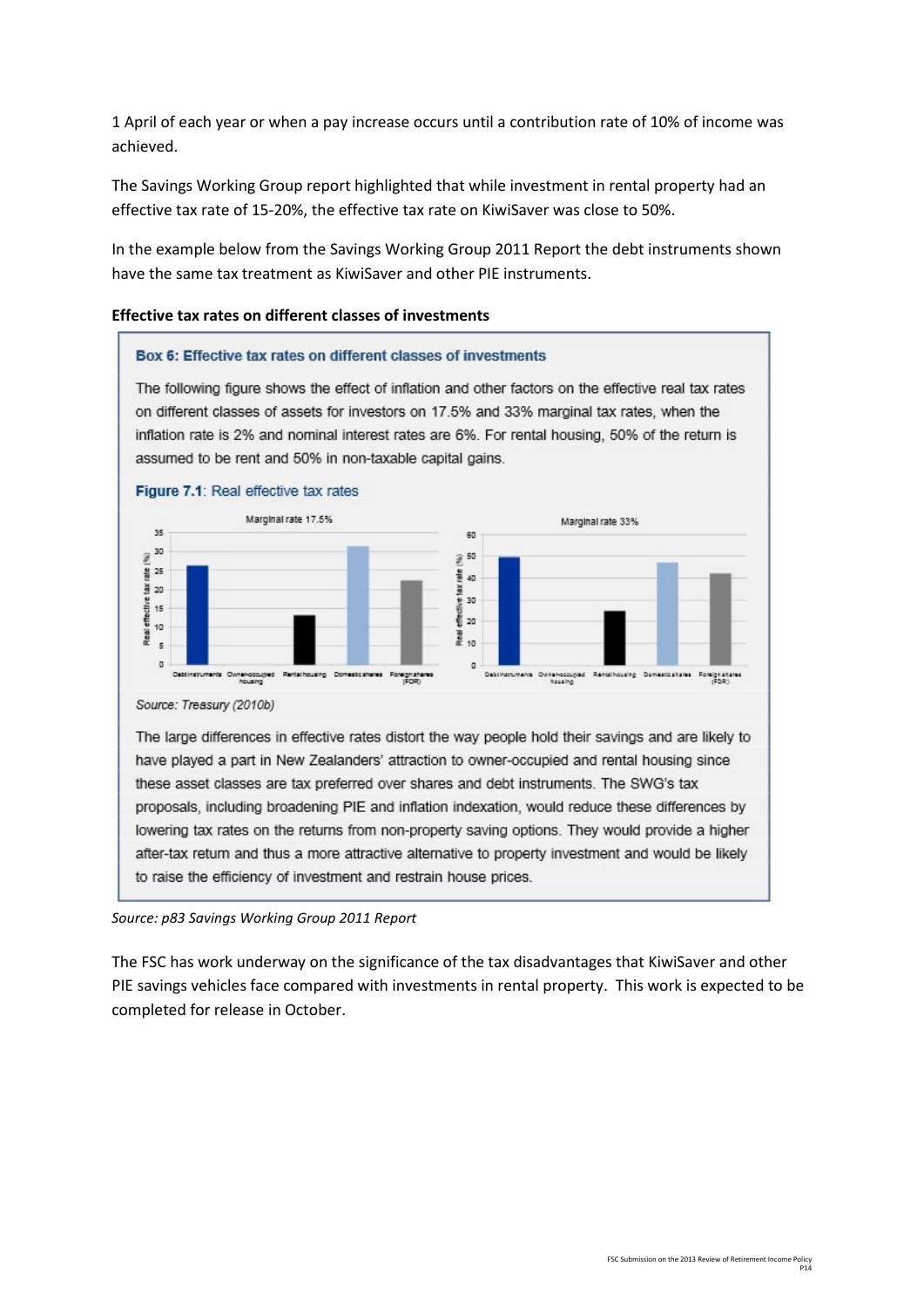1 April of each year or when a pay increase occurs until a contribution rate of 10% of income was achieved.

The Savings Working Group report highlighted that while investment in rental property had an effective tax rate of 15-20%, the effective tax rate on KiwiSaver was close to 50%.

In the example below from the Savings Working Group 2011 Report the debt instruments shown have the same tax treatment as KiwiSaver and other PIE instruments.

**Effective tax rates on different classes of investments**

**Box 6: Effective tax rates on different classes of investments**

The following figure shows the effect of inflation and other factors on the effective real tax rates on different classes of assets for investors on 17.5% and 33% marginal tax rates, when the inflation rate is 2% and nominal interest rates are 6%. For rental housing, 50% of the return is assumed to be rent and 50% in non-taxable capital gains.

**Figure 7.1**: Real effective tax rates

*Source: Treasury (2010b)*

The large differences in effective rates distort the way people hold their savings and are likely to have played a part in New Zealanders' attraction to owner-occupied and rental housing since these asset classes are tax preferred over shares and debt instruments. The SWG's tax proposals, including broadening PIE and inflation indexation, would reduce these differences by lowering tax rates on the returns from non-property saving options. They would provide a higher after-tax return and thus a more attractive alternative to property investment and would be likely to raise the efficiency of investment and restrain house prices.

*Source: p83 Savings Working Group 2011 Report*

The FSC has work underway on the significance of the tax disadvantages that KiwiSaver and other PIE savings vehicles face compared with investments in rental property. This work is expected to be completed for release in October.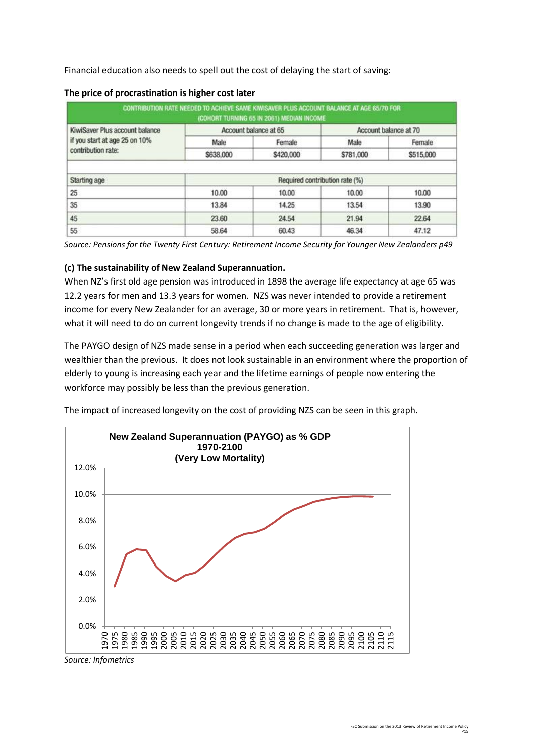Financial education also needs to spell out the cost of delaying the start of saving:

**The price of procrastination is higher cost later**

| CONTRIBUTION RATE NEEDED TO ACHIEVE SAME KIWISAVER PLUS ACCOUNT BALANCE AT AGE 65/70 FOR (COHORT TURNING 65 IN 2061) MEDIAN INCOME | | | | |
|---|---|---|---|---|
| KiwiSaver Plus account balance if you start at age 25 on 10% contribution rate: | Account balance at 65 | | Account balance at 70 | |
| | Male | Female | Male | Female |
| | $638,000 | $420,000 | $781,000 | $515,000 |
| | | | | |
| Starting age | Required contribution rate (%) | | | |
| 25 | 10.00 | 10.00 | 10.00 | 10.00 |
| 35 | 13.84 | 14.25 | 13.54 | 13.90 |
| 45 | 23.60 | 24.54 | 21.94 | 22.64 |
| 55 | 58.64 | 60.43 | 46.34 | 47.12 |

*Source: Pensions for the Twenty First Century: Retirement Income Security for Younger New Zealanders p49*

**(c) The sustainability of New Zealand Superannuation.**

When NZ's first old age pension was introduced in 1898 the average life expectancy at age 65 was 12.2 years for men and 13.3 years for women. NZS was never intended to provide a retirement income for every New Zealander for an average, 30 or more years in retirement. That is, however, what it will need to do on current longevity trends if no change is made to the age of eligibility.

The PAYGO design of NZS made sense in a period when each succeeding generation was larger and wealthier than the previous. It does not look sustainable in an environment where the proportion of elderly to young is increasing each year and the lifetime earnings of people now entering the workforce may possibly be less than the previous generation.

The impact of increased longevity on the cost of providing NZS can be seen in this graph.

**New Zealand Superannuation (PAYGO) as % GDP 1970-2100 (Very Low Mortality)**

*Source: Infometrics*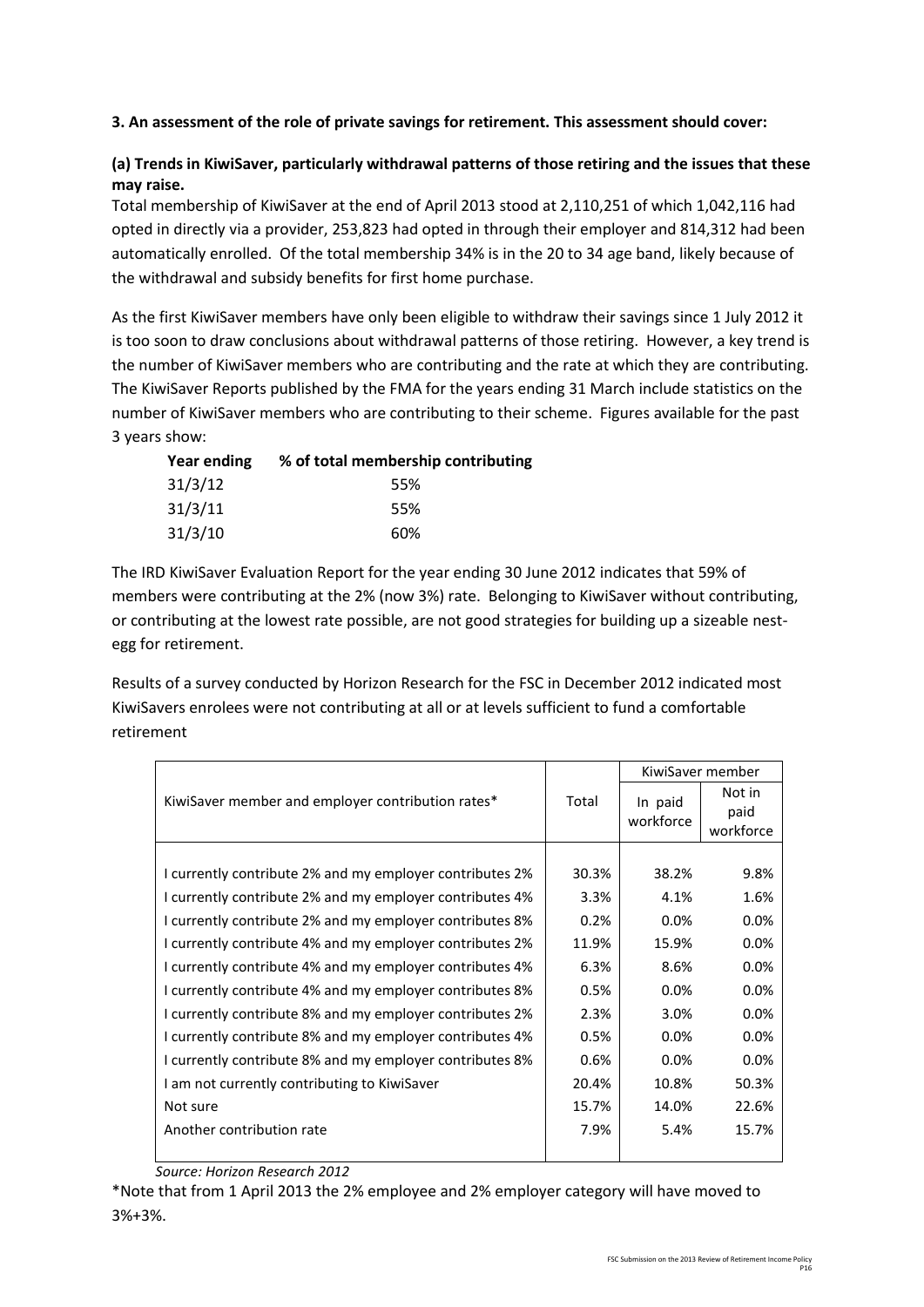**3. An assessment of the role of private savings for retirement. This assessment should cover:**

**(a) Trends in KiwiSaver, particularly withdrawal patterns of those retiring and the issues that these may raise.**

Total membership of KiwiSaver at the end of April 2013 stood at 2,110,251 of which 1,042,116 had opted in directly via a provider, 253,823 had opted in through their employer and 814,312 had been automatically enrolled. Of the total membership 34% is in the 20 to 34 age band, likely because of the withdrawal and subsidy benefits for first home purchase.

As the first KiwiSaver members have only been eligible to withdraw their savings since 1 July 2012 it is too soon to draw conclusions about withdrawal patterns of those retiring. However, a key trend is the number of KiwiSaver members who are contributing and the rate at which they are contributing. The KiwiSaver Reports published by the FMA for the years ending 31 March include statistics on the number of KiwiSaver members who are contributing to their scheme. Figures available for the past 3 years show:

| Year ending | % of total membership contributing |
|---|---|
| 31/3/12 | 55% |
| 31/3/11 | 55% |
| 31/3/10 | 60% |

The IRD KiwiSaver Evaluation Report for the year ending 30 June 2012 indicates that 59% of members were contributing at the 2% (now 3%) rate. Belonging to KiwiSaver without contributing, or contributing at the lowest rate possible, are not good strategies for building up a sizeable nest-egg for retirement.

Results of a survey conducted by Horizon Research for the FSC in December 2012 indicated most KiwiSavers enrolees were not contributing at all or at levels sufficient to fund a comfortable retirement

| KiwiSaver member and employer contribution rates* | Total | KiwiSaver member | |
|---|---|---|---|
| | | In paid workforce | Not in paid workforce |
| I currently contribute 2% and my employer contributes 2% | 30.3% | 38.2% | 9.8% |
| I currently contribute 2% and my employer contributes 4% | 3.3% | 4.1% | 1.6% |
| I currently contribute 2% and my employer contributes 8% | 0.2% | 0.0% | 0.0% |
| I currently contribute 4% and my employer contributes 2% | 11.9% | 15.9% | 0.0% |
| I currently contribute 4% and my employer contributes 4% | 6.3% | 8.6% | 0.0% |
| I currently contribute 4% and my employer contributes 8% | 0.5% | 0.0% | 0.0% |
| I currently contribute 8% and my employer contributes 2% | 2.3% | 3.0% | 0.0% |
| I currently contribute 8% and my employer contributes 4% | 0.5% | 0.0% | 0.0% |
| I currently contribute 8% and my employer contributes 8% | 0.6% | 0.0% | 0.0% |
| I am not currently contributing to KiwiSaver | 20.4% | 10.8% | 50.3% |
| Not sure | 15.7% | 14.0% | 22.6% |
| Another contribution rate | 7.9% | 5.4% | 15.7% |

*Source: Horizon Research 2012*

*Note that from 1 April 2013 the 2% employee and 2% employer category will have moved to 3%+3%.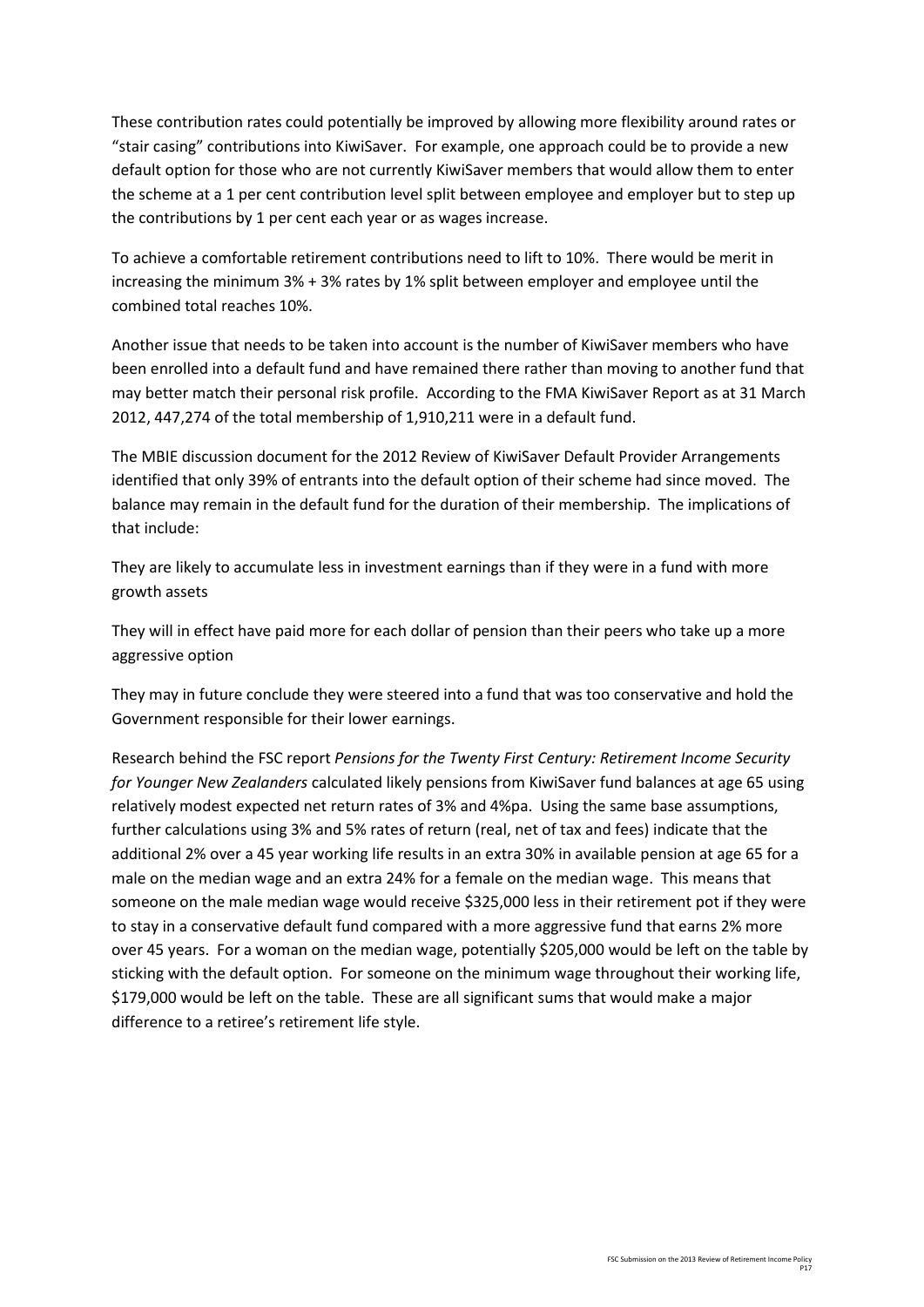These contribution rates could potentially be improved by allowing more flexibility around rates or "stair casing" contributions into KiwiSaver. For example, one approach could be to provide a new default option for those who are not currently KiwiSaver members that would allow them to enter the scheme at a 1 per cent contribution level split between employee and employer but to step up the contributions by 1 per cent each year or as wages increase.

To achieve a comfortable retirement contributions need to lift to 10%. There would be merit in increasing the minimum 3% + 3% rates by 1% split between employer and employee until the combined total reaches 10%.

Another issue that needs to be taken into account is the number of KiwiSaver members who have been enrolled into a default fund and have remained there rather than moving to another fund that may better match their personal risk profile. According to the FMA KiwiSaver Report as at 31 March 2012, 447,274 of the total membership of 1,910,211 were in a default fund.

The MBIE discussion document for the 2012 Review of KiwiSaver Default Provider Arrangements identified that only 39% of entrants into the default option of their scheme had since moved. The balance may remain in the default fund for the duration of their membership. The implications of that include:

They are likely to accumulate less in investment earnings than if they were in a fund with more growth assets

They will in effect have paid more for each dollar of pension than their peers who take up a more aggressive option

They may in future conclude they were steered into a fund that was too conservative and hold the Government responsible for their lower earnings.

Research behind the FSC report *Pensions for the Twenty First Century: Retirement Income Security for Younger New Zealanders* calculated likely pensions from KiwiSaver fund balances at age 65 using relatively modest expected net return rates of 3% and 4%pa. Using the same base assumptions, further calculations using 3% and 5% rates of return (real, net of tax and fees) indicate that the additional 2% over a 45 year working life results in an extra 30% in available pension at age 65 for a male on the median wage and an extra 24% for a female on the median wage. This means that someone on the male median wage would receive $325,000 less in their retirement pot if they were to stay in a conservative default fund compared with a more aggressive fund that earns 2% more over 45 years. For a woman on the median wage, potentially $205,000 would be left on the table by sticking with the default option. For someone on the minimum wage throughout their working life, $179,000 would be left on the table. These are all significant sums that would make a major difference to a retiree's retirement life style.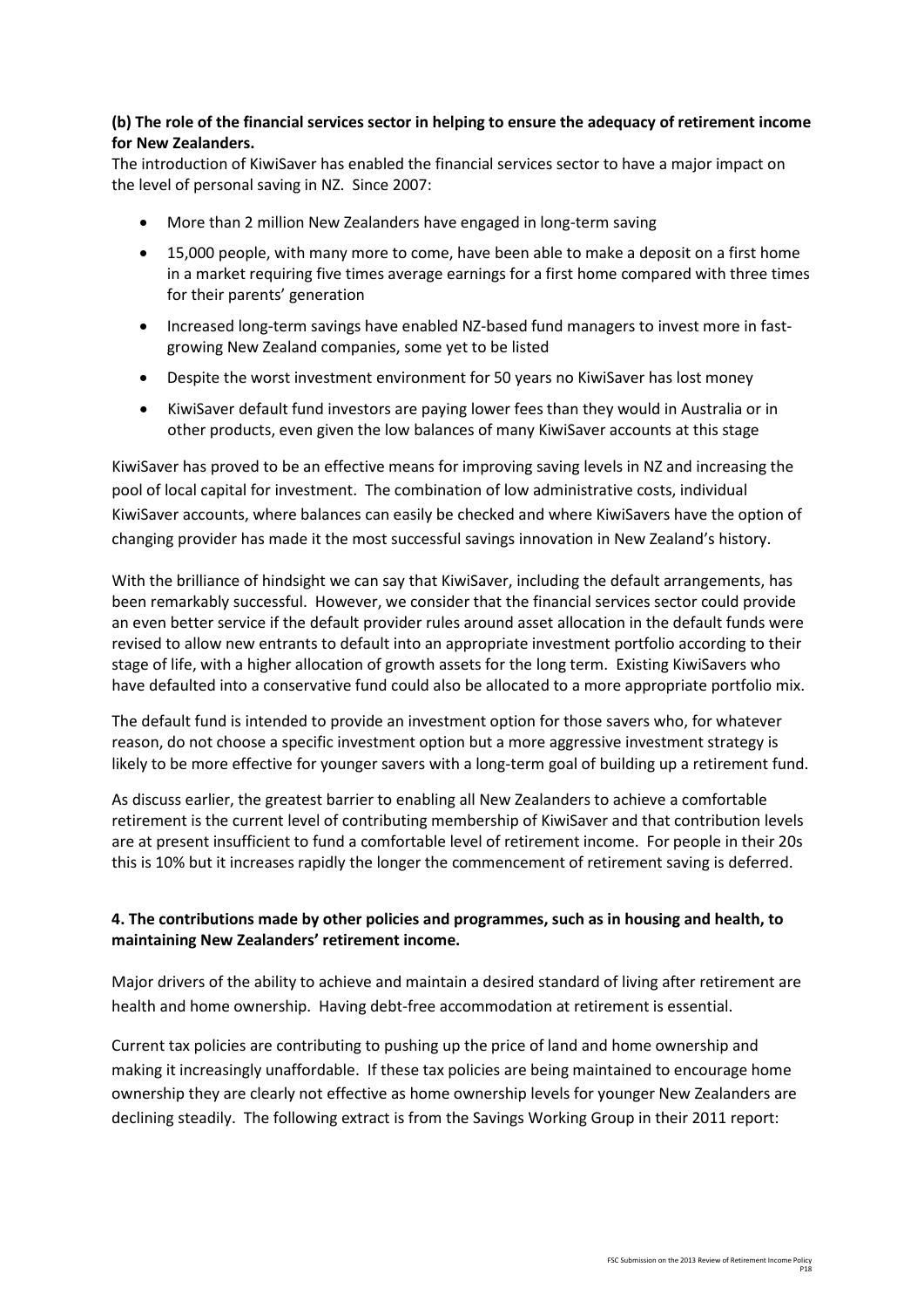**(b) The role of the financial services sector in helping to ensure the adequacy of retirement income for New Zealanders.**

The introduction of KiwiSaver has enabled the financial services sector to have a major impact on the level of personal saving in NZ. Since 2007:

- More than 2 million New Zealanders have engaged in long-term saving
- 15,000 people, with many more to come, have been able to make a deposit on a first home in a market requiring five times average earnings for a first home compared with three times for their parents' generation
- Increased long-term savings have enabled NZ-based fund managers to invest more in fast-growing New Zealand companies, some yet to be listed
- Despite the worst investment environment for 50 years no KiwiSaver has lost money
- KiwiSaver default fund investors are paying lower fees than they would in Australia or in other products, even given the low balances of many KiwiSaver accounts at this stage

KiwiSaver has proved to be an effective means for improving saving levels in NZ and increasing the pool of local capital for investment. The combination of low administrative costs, individual KiwiSaver accounts, where balances can easily be checked and where KiwiSavers have the option of changing provider has made it the most successful savings innovation in New Zealand's history.

With the brilliance of hindsight we can say that KiwiSaver, including the default arrangements, has been remarkably successful. However, we consider that the financial services sector could provide an even better service if the default provider rules around asset allocation in the default funds were revised to allow new entrants to default into an appropriate investment portfolio according to their stage of life, with a higher allocation of growth assets for the long term. Existing KiwiSavers who have defaulted into a conservative fund could also be allocated to a more appropriate portfolio mix.

The default fund is intended to provide an investment option for those savers who, for whatever reason, do not choose a specific investment option but a more aggressive investment strategy is likely to be more effective for younger savers with a long-term goal of building up a retirement fund.

As discuss earlier, the greatest barrier to enabling all New Zealanders to achieve a comfortable retirement is the current level of contributing membership of KiwiSaver and that contribution levels are at present insufficient to fund a comfortable level of retirement income. For people in their 20s this is 10% but it increases rapidly the longer the commencement of retirement saving is deferred.

**4. The contributions made by other policies and programmes, such as in housing and health, to maintaining New Zealanders' retirement income.**

Major drivers of the ability to achieve and maintain a desired standard of living after retirement are health and home ownership. Having debt-free accommodation at retirement is essential.

Current tax policies are contributing to pushing up the price of land and home ownership and making it increasingly unaffordable. If these tax policies are being maintained to encourage home ownership they are clearly not effective as home ownership levels for younger New Zealanders are declining steadily. The following extract is from the Savings Working Group in their 2011 report: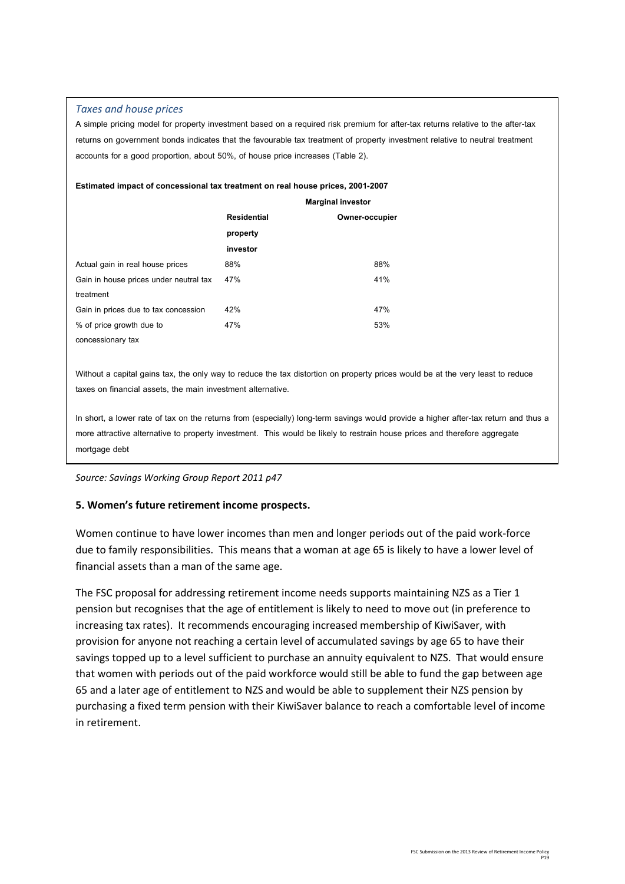*Taxes and house prices*

A simple pricing model for property investment based on a required risk premium for after-tax returns relative to the after-tax returns on government bonds indicates that the favourable tax treatment of property investment relative to neutral treatment accounts for a good proportion, about 50%, of house price increases (Table 2).

**Estimated impact of concessional tax treatment on real house prices, 2001-2007**

| | **Marginal investor** | |
|---|---|---|
| | **Residential property investor** | **Owner-occupier** |
| Actual gain in real house prices | 88% | 88% |
| Gain in house prices under neutral tax treatment | 47% | 41% |
| Gain in prices due to tax concession | 42% | 47% |
| % of price growth due to concessionary tax | 47% | 53% |

Without a capital gains tax, the only way to reduce the tax distortion on property prices would be at the very least to reduce taxes on financial assets, the main investment alternative.

In short, a lower rate of tax on the returns from (especially) long-term savings would provide a higher after-tax return and thus a more attractive alternative to property investment. This would be likely to restrain house prices and therefore aggregate mortgage debt

*Source: Savings Working Group Report 2011 p47*

## 5. Women's future retirement income prospects.

Women continue to have lower incomes than men and longer periods out of the paid work-force due to family responsibilities. This means that a woman at age 65 is likely to have a lower level of financial assets than a man of the same age.

The FSC proposal for addressing retirement income needs supports maintaining NZS as a Tier 1 pension but recognises that the age of entitlement is likely to need to move out (in preference to increasing tax rates). It recommends encouraging increased membership of KiwiSaver, with provision for anyone not reaching a certain level of accumulated savings by age 65 to have their savings topped up to a level sufficient to purchase an annuity equivalent to NZS. That would ensure that women with periods out of the paid workforce would still be able to fund the gap between age 65 and a later age of entitlement to NZS and would be able to supplement their NZS pension by purchasing a fixed term pension with their KiwiSaver balance to reach a comfortable level of income in retirement.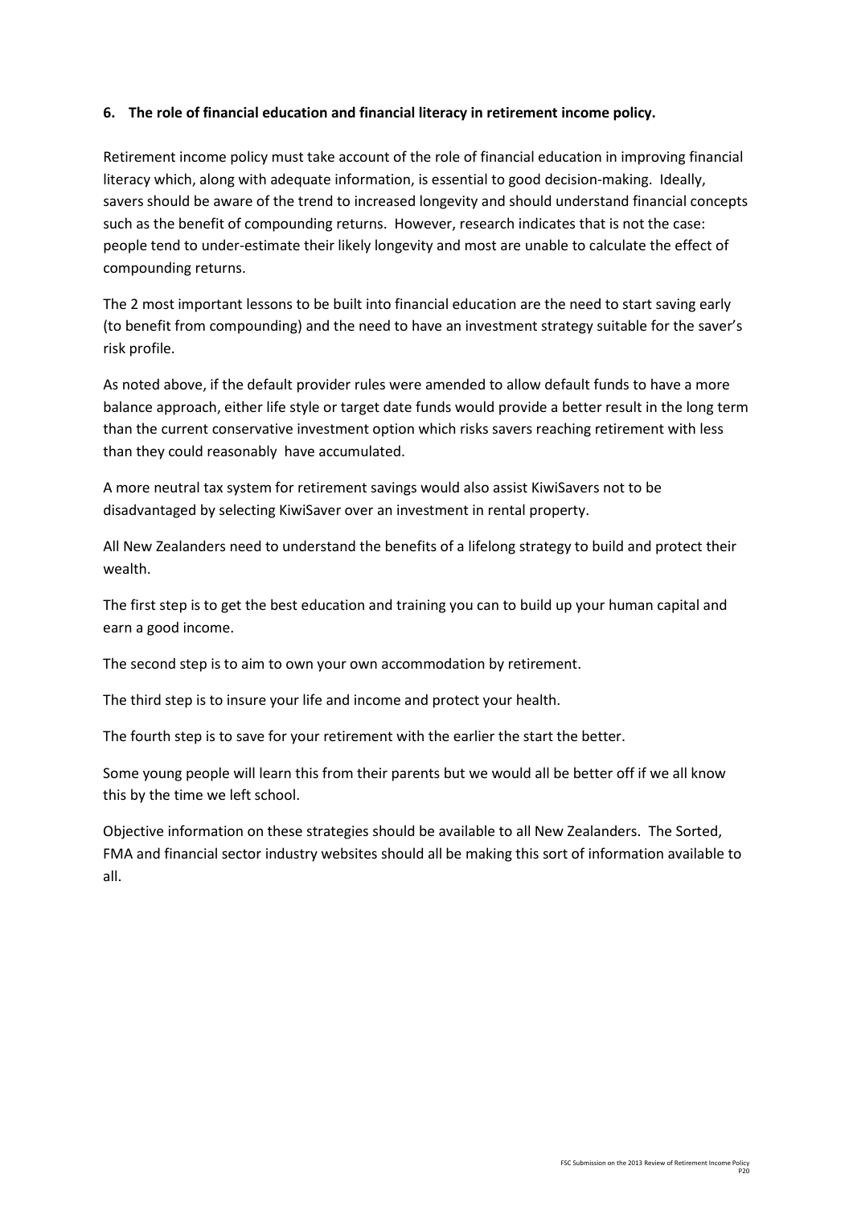**6. The role of financial education and financial literacy in retirement income policy.**

Retirement income policy must take account of the role of financial education in improving financial literacy which, along with adequate information, is essential to good decision-making. Ideally, savers should be aware of the trend to increased longevity and should understand financial concepts such as the benefit of compounding returns. However, research indicates that is not the case: people tend to under-estimate their likely longevity and most are unable to calculate the effect of compounding returns.

The 2 most important lessons to be built into financial education are the need to start saving early (to benefit from compounding) and the need to have an investment strategy suitable for the saver's risk profile.

As noted above, if the default provider rules were amended to allow default funds to have a more balance approach, either life style or target date funds would provide a better result in the long term than the current conservative investment option which risks savers reaching retirement with less than they could reasonably have accumulated.

A more neutral tax system for retirement savings would also assist KiwiSavers not to be disadvantaged by selecting KiwiSaver over an investment in rental property.

All New Zealanders need to understand the benefits of a lifelong strategy to build and protect their wealth.

The first step is to get the best education and training you can to build up your human capital and earn a good income.

The second step is to aim to own your own accommodation by retirement.

The third step is to insure your life and income and protect your health.

The fourth step is to save for your retirement with the earlier the start the better.

Some young people will learn this from their parents but we would all be better off if we all know this by the time we left school.

Objective information on these strategies should be available to all New Zealanders. The Sorted, FMA and financial sector industry websites should all be making this sort of information available to all.